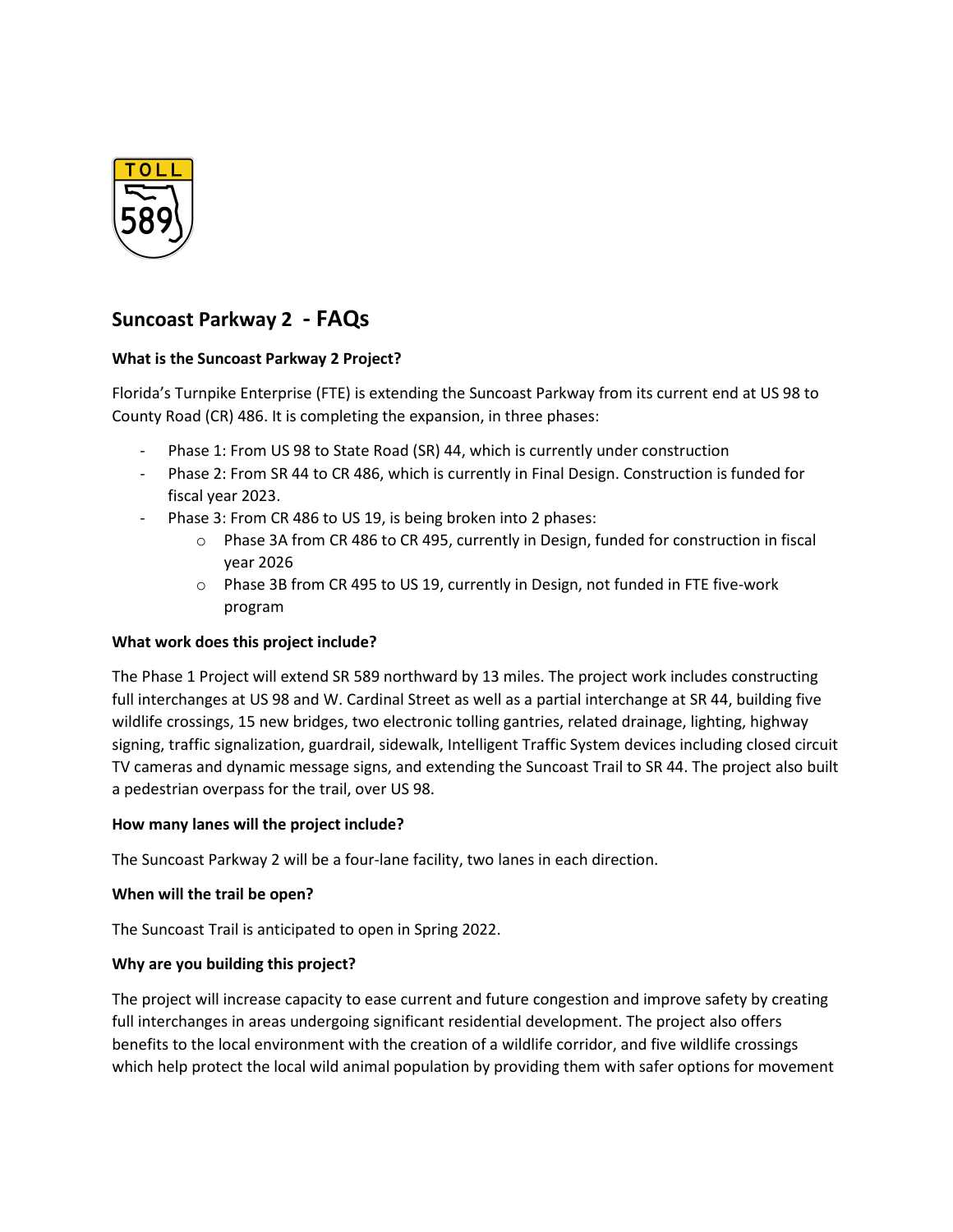## Suncoast Parkway 2 - FAQs

**What is the Suncoast Parkway 2 Project?**

Florida's Turnpike Enterprise (FTE) is extending the Suncoast Parkway from its current end at US 98 to County Road (CR) 486. It is completing the expansion, in three phases:

- Phase 1: From US 98 to State Road (SR) 44, which is currently under construction
- Phase 2: From SR 44 to CR 486, which is currently in Final Design. Construction is funded for fiscal year 2023.
- Phase 3: From CR 486 to US 19, is being broken into 2 phases:
  - Phase 3A from CR 486 to CR 495, currently in Design, funded for construction in fiscal year 2026
  - Phase 3B from CR 495 to US 19, currently in Design, not funded in FTE five-work program

**What work does this project include?**

The Phase 1 Project will extend SR 589 northward by 13 miles. The project work includes constructing full interchanges at US 98 and W. Cardinal Street as well as a partial interchange at SR 44, building five wildlife crossings, 15 new bridges, two electronic tolling gantries, related drainage, lighting, highway signing, traffic signalization, guardrail, sidewalk, Intelligent Traffic System devices including closed circuit TV cameras and dynamic message signs, and extending the Suncoast Trail to SR 44. The project also built a pedestrian overpass for the trail, over US 98.

**How many lanes will the project include?**

The Suncoast Parkway 2 will be a four-lane facility, two lanes in each direction.

**When will the trail be open?**

The Suncoast Trail is anticipated to open in Spring 2022.

**Why are you building this project?**

The project will increase capacity to ease current and future congestion and improve safety by creating full interchanges in areas undergoing significant residential development. The project also offers benefits to the local environment with the creation of a wildlife corridor, and five wildlife crossings which help protect the local wild animal population by providing them with safer options for movement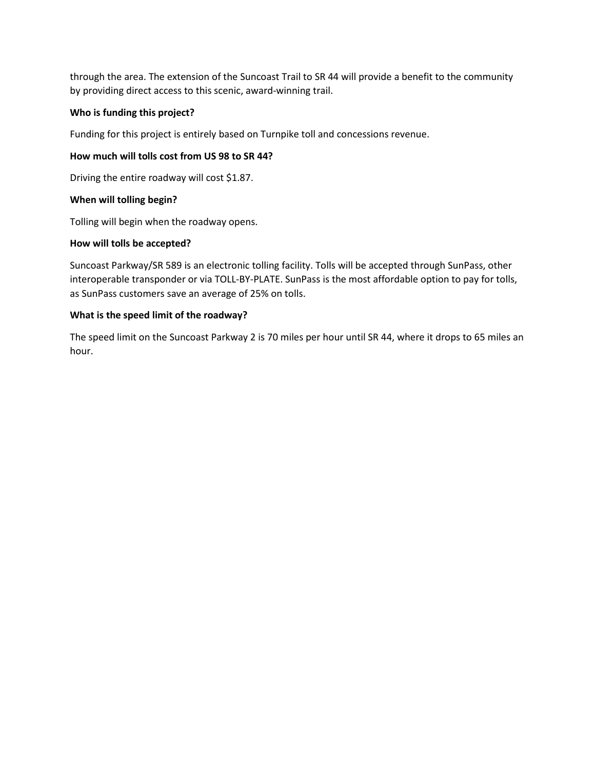through the area. The extension of the Suncoast Trail to SR 44 will provide a benefit to the community by providing direct access to this scenic, award-winning trail.

**Who is funding this project?**

Funding for this project is entirely based on Turnpike toll and concessions revenue.

**How much will tolls cost from US 98 to SR 44?**

Driving the entire roadway will cost $1.87.

**When will tolling begin?**

Tolling will begin when the roadway opens.

**How will tolls be accepted?**

Suncoast Parkway/SR 589 is an electronic tolling facility. Tolls will be accepted through SunPass, other interoperable transponder or via TOLL-BY-PLATE. SunPass is the most affordable option to pay for tolls, as SunPass customers save an average of 25% on tolls.

**What is the speed limit of the roadway?**

The speed limit on the Suncoast Parkway 2 is 70 miles per hour until SR 44, where it drops to 65 miles an hour.